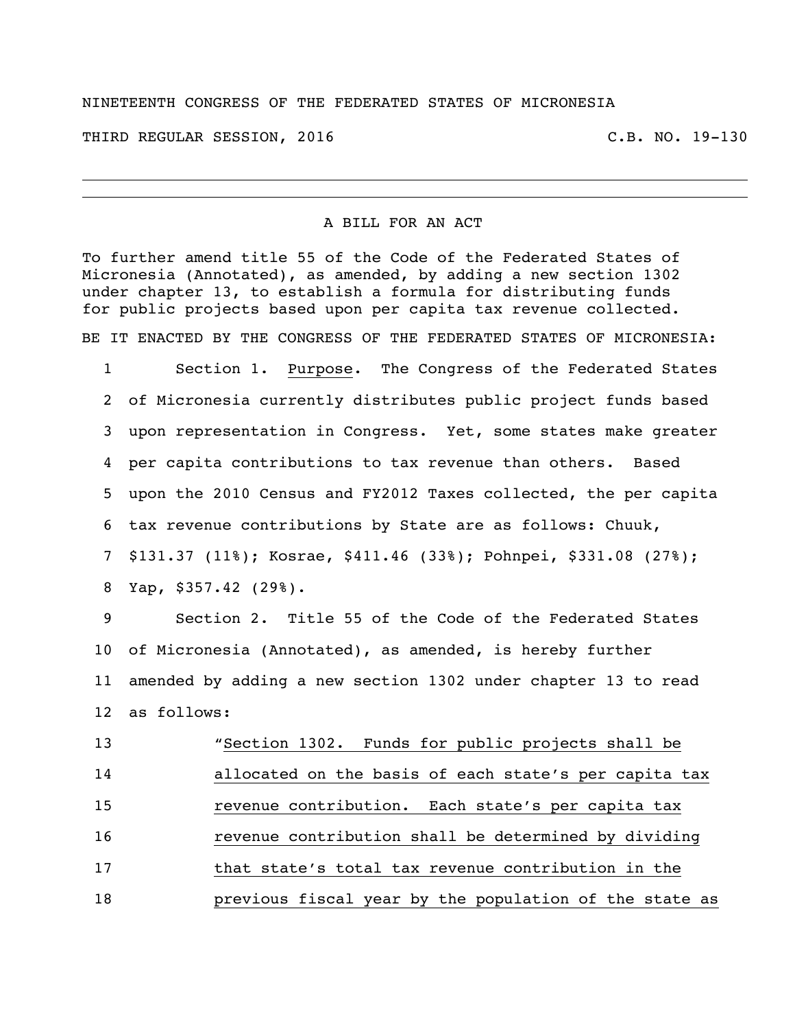NINETEENTH CONGRESS OF THE FEDERATED STATES OF MICRONESIA

THIRD REGULAR SESSION, 2016 C.B. NO. 19-130

---

A BILL FOR AN ACT

To further amend title 55 of the Code of the Federated States of Micronesia (Annotated), as amended, by adding a new section 1302 under chapter 13, to establish a formula for distributing funds for public projects based upon per capita tax revenue collected.

BE IT ENACTED BY THE CONGRESS OF THE FEDERATED STATES OF MICRONESIA:

1 Section 1. Purpose. The Congress of the Federated States
2 of Micronesia currently distributes public project funds based
3 upon representation in Congress. Yet, some states make greater
4 per capita contributions to tax revenue than others. Based
5 upon the 2010 Census and FY2012 Taxes collected, the per capita
6 tax revenue contributions by State are as follows: Chuuk,
7 $131.37 (11%); Kosrae, $411.46 (33%); Pohnpei, $331.08 (27%);
8 Yap, $357.42 (29%).

9 Section 2. Title 55 of the Code of the Federated States
10 of Micronesia (Annotated), as amended, is hereby further
11 amended by adding a new section 1302 under chapter 13 to read
12 as follows:

13 "Section 1302. Funds for public projects shall be
14 allocated on the basis of each state's per capita tax
15 revenue contribution. Each state's per capita tax
16 revenue contribution shall be determined by dividing
17 that state's total tax revenue contribution in the
18 previous fiscal year by the population of the state as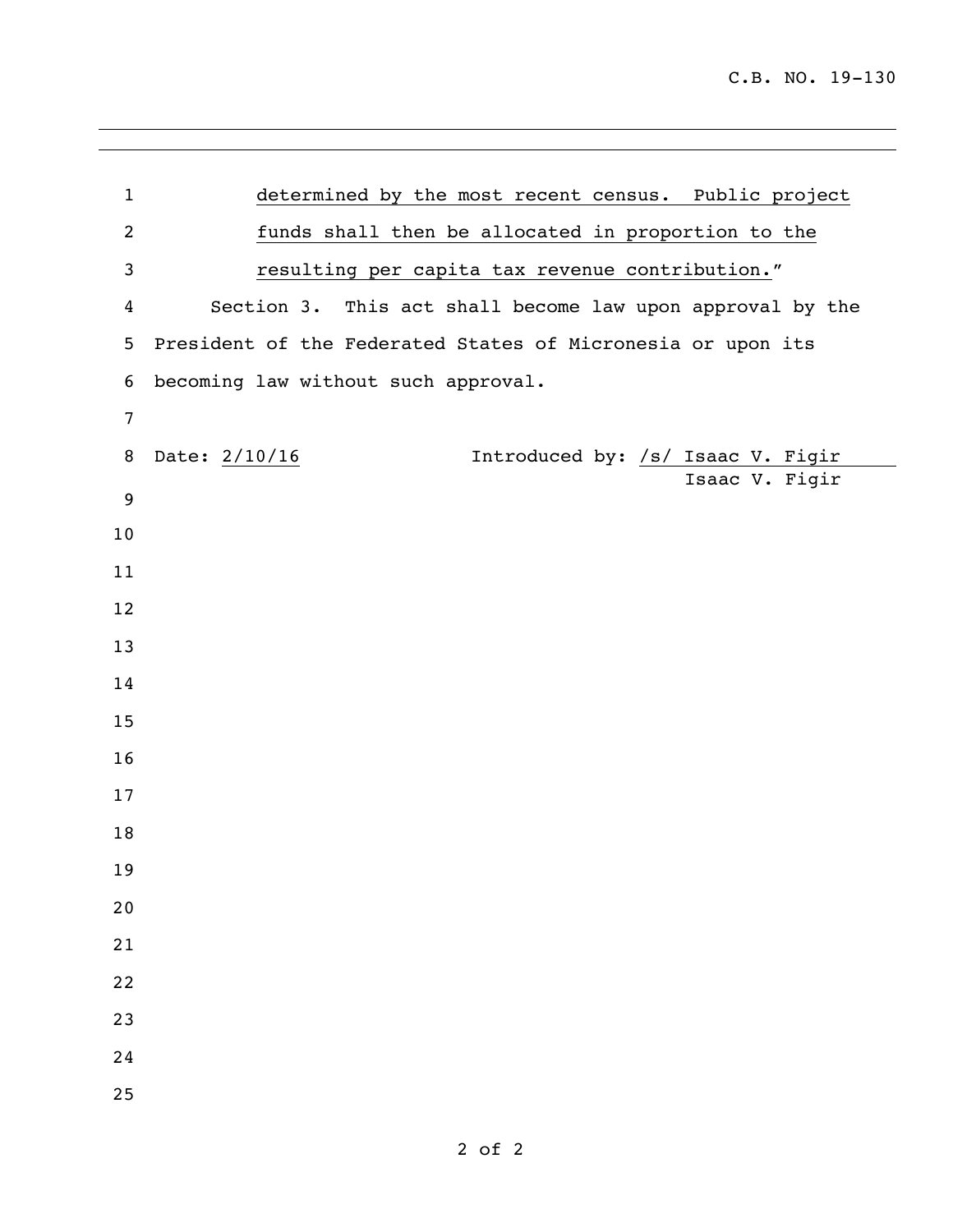determined by the most recent census. Public project funds shall then be allocated in proportion to the resulting per capita tax revenue contribution."

Section 3. This act shall become law upon approval by the President of the Federated States of Micronesia or upon its becoming law without such approval.

Date: 2/10/16 Introduced by: /s/ Isaac V. Figir

Isaac V. Figir